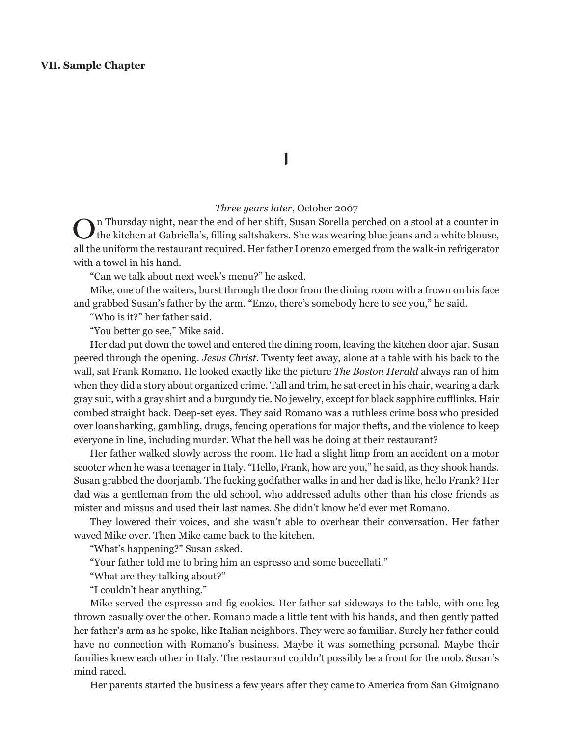**VII. Sample Chapter**

# 1

*Three years later*, October 2007

On Thursday night, near the end of her shift, Susan Sorella perched on a stool at a counter in the kitchen at Gabriella's, filling saltshakers. She was wearing blue jeans and a white blouse, all the uniform the restaurant required. Her father Lorenzo emerged from the walk-in refrigerator with a towel in his hand.

"Can we talk about next week's menu?" he asked.

Mike, one of the waiters, burst through the door from the dining room with a frown on his face and grabbed Susan's father by the arm. "Enzo, there's somebody here to see you," he said.

"Who is it?" her father said.

"You better go see," Mike said.

Her dad put down the towel and entered the dining room, leaving the kitchen door ajar. Susan peered through the opening. *Jesus Christ*. Twenty feet away, alone at a table with his back to the wall, sat Frank Romano. He looked exactly like the picture *The Boston Herald* always ran of him when they did a story about organized crime. Tall and trim, he sat erect in his chair, wearing a dark gray suit, with a gray shirt and a burgundy tie. No jewelry, except for black sapphire cufflinks. Hair combed straight back. Deep-set eyes. They said Romano was a ruthless crime boss who presided over loansharking, gambling, drugs, fencing operations for major thefts, and the violence to keep everyone in line, including murder. What the hell was he doing at their restaurant?

Her father walked slowly across the room. He had a slight limp from an accident on a motor scooter when he was a teenager in Italy. "Hello, Frank, how are you," he said, as they shook hands. Susan grabbed the doorjamb. The fucking godfather walks in and her dad is like, hello Frank? Her dad was a gentleman from the old school, who addressed adults other than his close friends as mister and missus and used their last names. She didn't know he'd ever met Romano.

They lowered their voices, and she wasn't able to overhear their conversation. Her father waved Mike over. Then Mike came back to the kitchen.

"What's happening?" Susan asked.

"Your father told me to bring him an espresso and some buccellati."

"What are they talking about?"

"I couldn't hear anything."

Mike served the espresso and fig cookies. Her father sat sideways to the table, with one leg thrown casually over the other. Romano made a little tent with his hands, and then gently patted her father's arm as he spoke, like Italian neighbors. They were so familiar. Surely her father could have no connection with Romano's business. Maybe it was something personal. Maybe their families knew each other in Italy. The restaurant couldn't possibly be a front for the mob. Susan's mind raced.

Her parents started the business a few years after they came to America from San Gimignano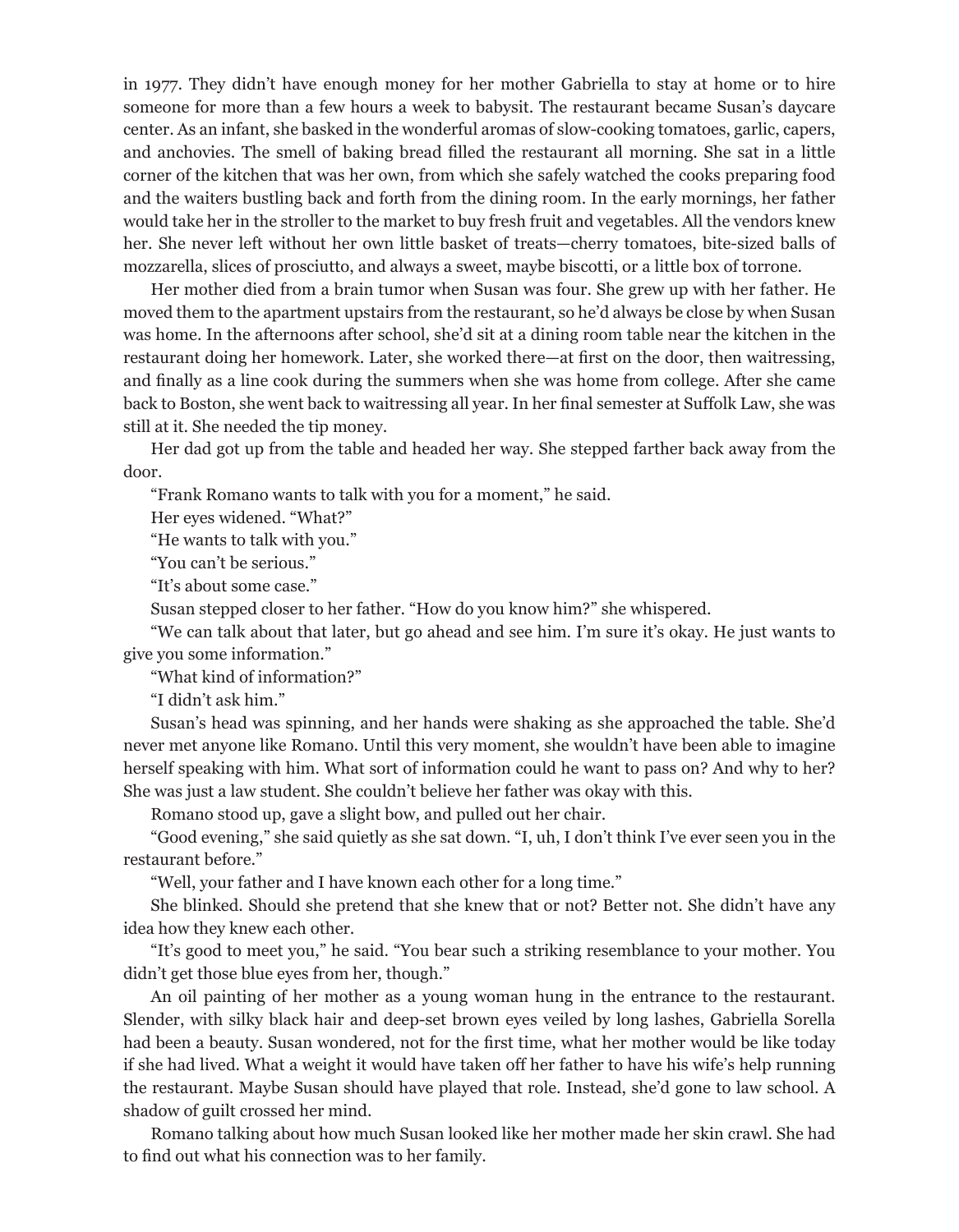in 1977. They didn't have enough money for her mother Gabriella to stay at home or to hire someone for more than a few hours a week to babysit. The restaurant became Susan's daycare center. As an infant, she basked in the wonderful aromas of slow-cooking tomatoes, garlic, capers, and anchovies. The smell of baking bread filled the restaurant all morning. She sat in a little corner of the kitchen that was her own, from which she safely watched the cooks preparing food and the waiters bustling back and forth from the dining room. In the early mornings, her father would take her in the stroller to the market to buy fresh fruit and vegetables. All the vendors knew her. She never left without her own little basket of treats—cherry tomatoes, bite-sized balls of mozzarella, slices of prosciutto, and always a sweet, maybe biscotti, or a little box of torrone.

Her mother died from a brain tumor when Susan was four. She grew up with her father. He moved them to the apartment upstairs from the restaurant, so he'd always be close by when Susan was home. In the afternoons after school, she'd sit at a dining room table near the kitchen in the restaurant doing her homework. Later, she worked there—at first on the door, then waitressing, and finally as a line cook during the summers when she was home from college. After she came back to Boston, she went back to waitressing all year. In her final semester at Suffolk Law, she was still at it. She needed the tip money.

Her dad got up from the table and headed her way. She stepped farther back away from the door.

"Frank Romano wants to talk with you for a moment," he said.

Her eyes widened. "What?"

"He wants to talk with you."

"You can't be serious."

"It's about some case."

Susan stepped closer to her father. "How do you know him?" she whispered.

"We can talk about that later, but go ahead and see him. I'm sure it's okay. He just wants to give you some information."

"What kind of information?"

"I didn't ask him."

Susan's head was spinning, and her hands were shaking as she approached the table. She'd never met anyone like Romano. Until this very moment, she wouldn't have been able to imagine herself speaking with him. What sort of information could he want to pass on? And why to her? She was just a law student. She couldn't believe her father was okay with this.

Romano stood up, gave a slight bow, and pulled out her chair.

"Good evening," she said quietly as she sat down. "I, uh, I don't think I've ever seen you in the restaurant before."

"Well, your father and I have known each other for a long time."

She blinked. Should she pretend that she knew that or not? Better not. She didn't have any idea how they knew each other.

"It's good to meet you," he said. "You bear such a striking resemblance to your mother. You didn't get those blue eyes from her, though."

An oil painting of her mother as a young woman hung in the entrance to the restaurant. Slender, with silky black hair and deep-set brown eyes veiled by long lashes, Gabriella Sorella had been a beauty. Susan wondered, not for the first time, what her mother would be like today if she had lived. What a weight it would have taken off her father to have his wife's help running the restaurant. Maybe Susan should have played that role. Instead, she'd gone to law school. A shadow of guilt crossed her mind.

Romano talking about how much Susan looked like her mother made her skin crawl. She had to find out what his connection was to her family.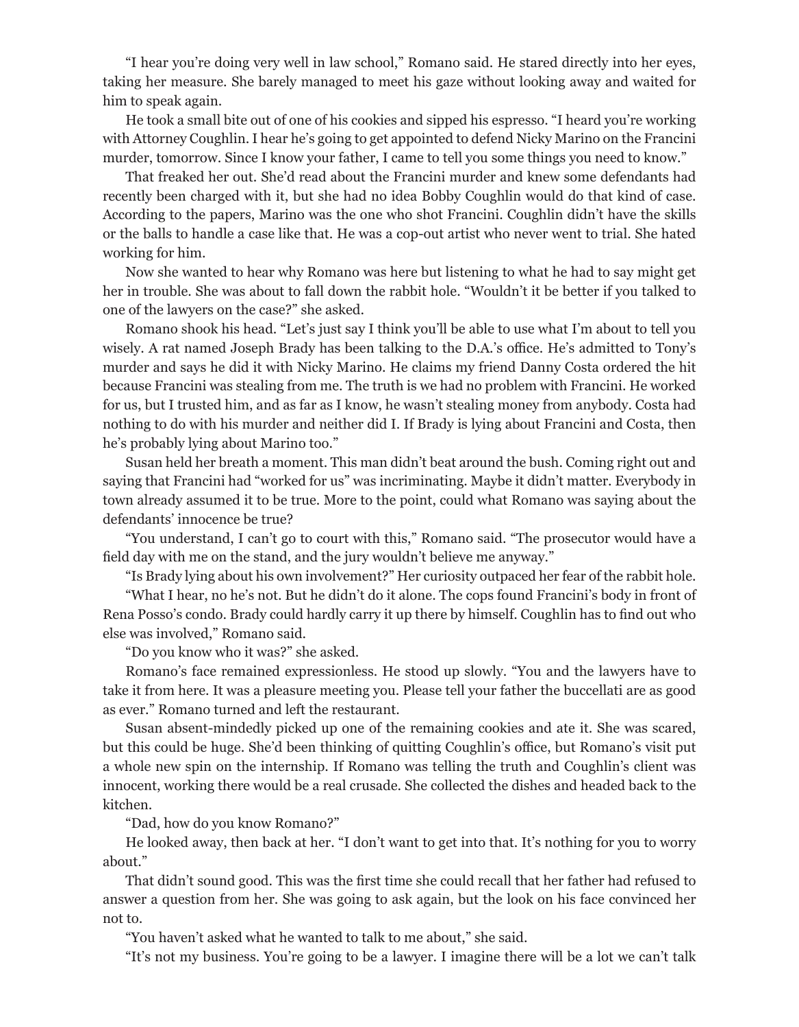"I hear you're doing very well in law school," Romano said. He stared directly into her eyes, taking her measure. She barely managed to meet his gaze without looking away and waited for him to speak again.

He took a small bite out of one of his cookies and sipped his espresso. "I heard you're working with Attorney Coughlin. I hear he's going to get appointed to defend Nicky Marino on the Francini murder, tomorrow. Since I know your father, I came to tell you some things you need to know."

That freaked her out. She'd read about the Francini murder and knew some defendants had recently been charged with it, but she had no idea Bobby Coughlin would do that kind of case. According to the papers, Marino was the one who shot Francini. Coughlin didn't have the skills or the balls to handle a case like that. He was a cop-out artist who never went to trial. She hated working for him.

Now she wanted to hear why Romano was here but listening to what he had to say might get her in trouble. She was about to fall down the rabbit hole. "Wouldn't it be better if you talked to one of the lawyers on the case?" she asked.

Romano shook his head. "Let's just say I think you'll be able to use what I'm about to tell you wisely. A rat named Joseph Brady has been talking to the D.A.'s office. He's admitted to Tony's murder and says he did it with Nicky Marino. He claims my friend Danny Costa ordered the hit because Francini was stealing from me. The truth is we had no problem with Francini. He worked for us, but I trusted him, and as far as I know, he wasn't stealing money from anybody. Costa had nothing to do with his murder and neither did I. If Brady is lying about Francini and Costa, then he's probably lying about Marino too."

Susan held her breath a moment. This man didn't beat around the bush. Coming right out and saying that Francini had "worked for us" was incriminating. Maybe it didn't matter. Everybody in town already assumed it to be true. More to the point, could what Romano was saying about the defendants' innocence be true?

"You understand, I can't go to court with this," Romano said. "The prosecutor would have a field day with me on the stand, and the jury wouldn't believe me anyway."

"Is Brady lying about his own involvement?" Her curiosity outpaced her fear of the rabbit hole.

"What I hear, no he's not. But he didn't do it alone. The cops found Francini's body in front of Rena Posso's condo. Brady could hardly carry it up there by himself. Coughlin has to find out who else was involved," Romano said.

"Do you know who it was?" she asked.

Romano's face remained expressionless. He stood up slowly. "You and the lawyers have to take it from here. It was a pleasure meeting you. Please tell your father the buccellati are as good as ever." Romano turned and left the restaurant.

Susan absent-mindedly picked up one of the remaining cookies and ate it. She was scared, but this could be huge. She'd been thinking of quitting Coughlin's office, but Romano's visit put a whole new spin on the internship. If Romano was telling the truth and Coughlin's client was innocent, working there would be a real crusade. She collected the dishes and headed back to the kitchen.

"Dad, how do you know Romano?"

He looked away, then back at her. "I don't want to get into that. It's nothing for you to worry about."

That didn't sound good. This was the first time she could recall that her father had refused to answer a question from her. She was going to ask again, but the look on his face convinced her not to.

"You haven't asked what he wanted to talk to me about," she said.

"It's not my business. You're going to be a lawyer. I imagine there will be a lot we can't talk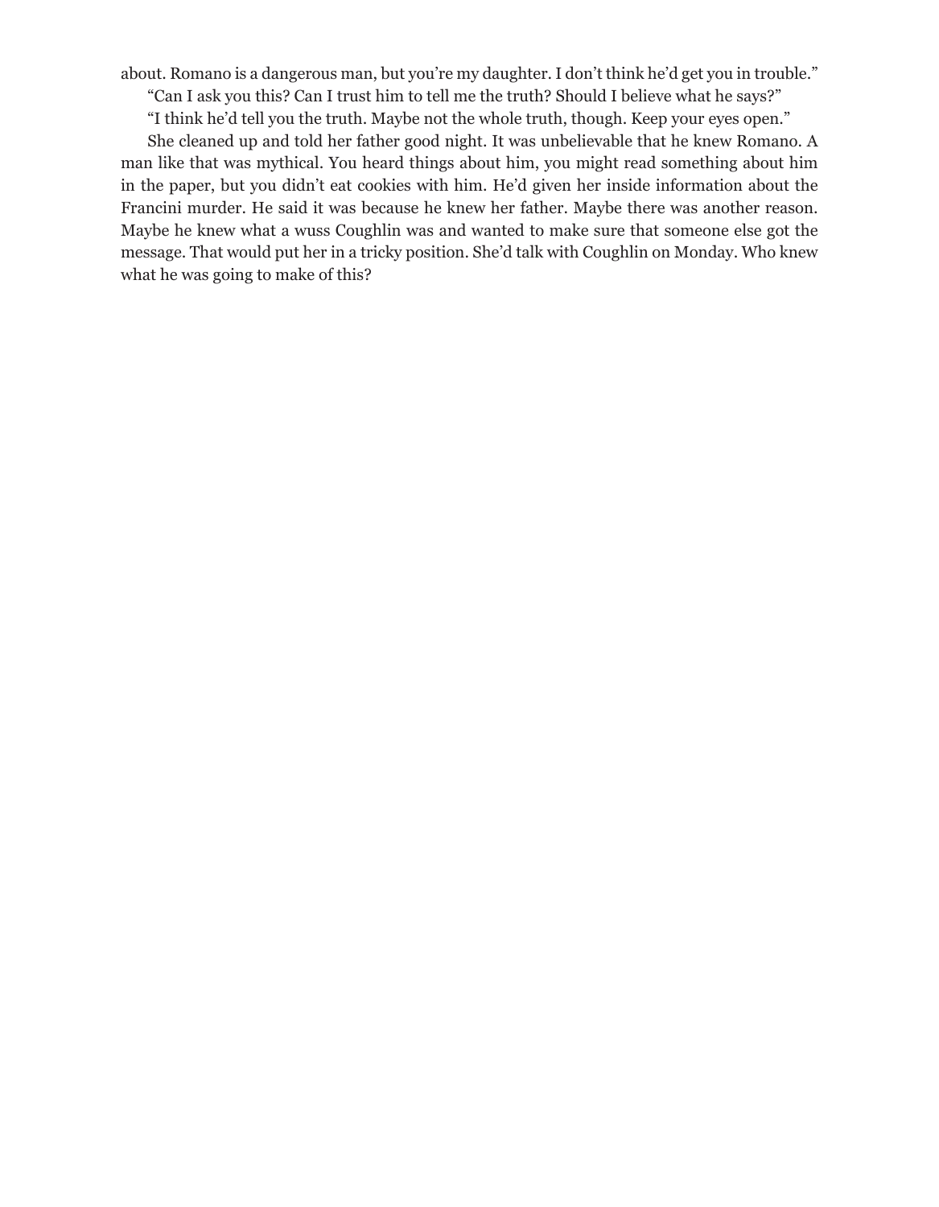about. Romano is a dangerous man, but you're my daughter. I don't think he'd get you in trouble."

"Can I ask you this? Can I trust him to tell me the truth? Should I believe what he says?"

"I think he'd tell you the truth. Maybe not the whole truth, though. Keep your eyes open."

She cleaned up and told her father good night. It was unbelievable that he knew Romano. A man like that was mythical. You heard things about him, you might read something about him in the paper, but you didn't eat cookies with him. He'd given her inside information about the Francini murder. He said it was because he knew her father. Maybe there was another reason. Maybe he knew what a wuss Coughlin was and wanted to make sure that someone else got the message. That would put her in a tricky position. She'd talk with Coughlin on Monday. Who knew what he was going to make of this?